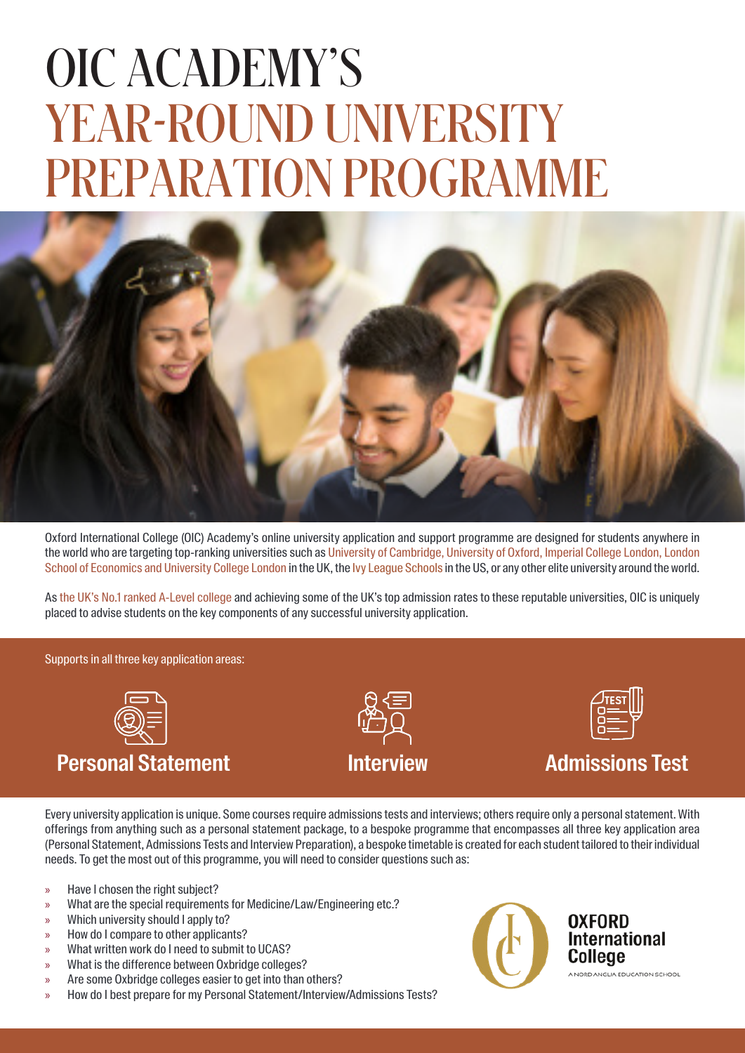# OIC ACADEMY'S YEAR-ROUND UNIVERSITY PREPARATION PROGRAMME

Oxford International College (OIC) Academy's online university application and support programme are designed for students anywhere in the world who are targeting top-ranking universities such as University of Cambridge, University of Oxford, Imperial College London, London School of Economics and University College London in the UK, the Ivy League Schools in the US, or any other elite university around the world.

As the UK's No.1 ranked A-Level college and achieving some of the UK's top admission rates to these reputable universities, OIC is uniquely placed to advise students on the key components of any successful university application.

Supports in all three key application areas:

**Personal Statement**

**Interview**

**Admissions Test**

Every university application is unique. Some courses require admissions tests and interviews; others require only a personal statement. With offerings from anything such as a personal statement package, to a bespoke programme that encompasses all three key application area (Personal Statement, Admissions Tests and Interview Preparation), a bespoke timetable is created for each student tailored to their individual needs. To get the most out of this programme, you will need to consider questions such as:

- Have I chosen the right subject?
- What are the special requirements for Medicine/Law/Engineering etc.?
- Which university should I apply to?
- How do I compare to other applicants?
- What written work do I need to submit to UCAS?
- What is the difference between Oxbridge colleges?
- Are some Oxbridge colleges easier to get into than others?
- How do I best prepare for my Personal Statement/Interview/Admissions Tests?

OXFORD International College

A NORD ANGLIA EDUCATION SCHOOL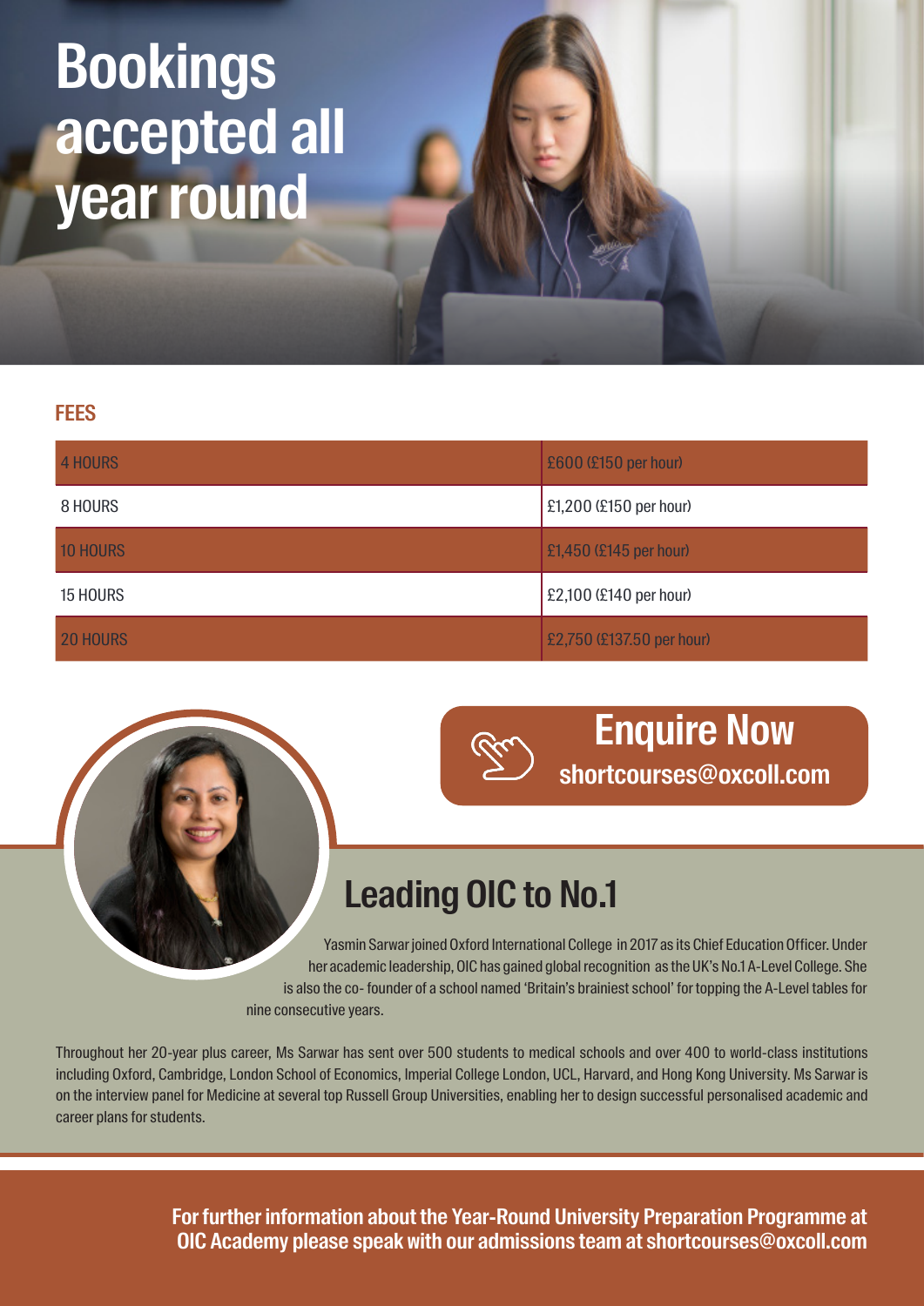# Bookings accepted all year round

## FEES

| | |
|---|---|
| 4 HOURS | £600 (£150 per hour) |
| 8 HOURS | £1,200 (£150 per hour) |
| 10 HOURS | £1,450 (£145 per hour) |
| 15 HOURS | £2,100 (£140 per hour) |
| 20 HOURS | £2,750 (£137.50 per hour) |

## Enquire Now

**shortcourses@oxcoll.com**

## Leading OIC to No.1

Yasmin Sarwar joined Oxford International College in 2017 as its Chief Education Officer. Under her academic leadership, OIC has gained global recognition as the UK's No.1 A-Level College. She is also the co- founder of a school named 'Britain's brainiest school' for topping the A-Level tables for nine consecutive years.

Throughout her 20-year plus career, Ms Sarwar has sent over 500 students to medical schools and over 400 to world-class institutions including Oxford, Cambridge, London School of Economics, Imperial College London, UCL, Harvard, and Hong Kong University. Ms Sarwar is on the interview panel for Medicine at several top Russell Group Universities, enabling her to design successful personalised academic and career plans for students.

**For further information about the Year-Round University Preparation Programme at OIC Academy please speak with our admissions team at shortcourses@oxcoll.com**